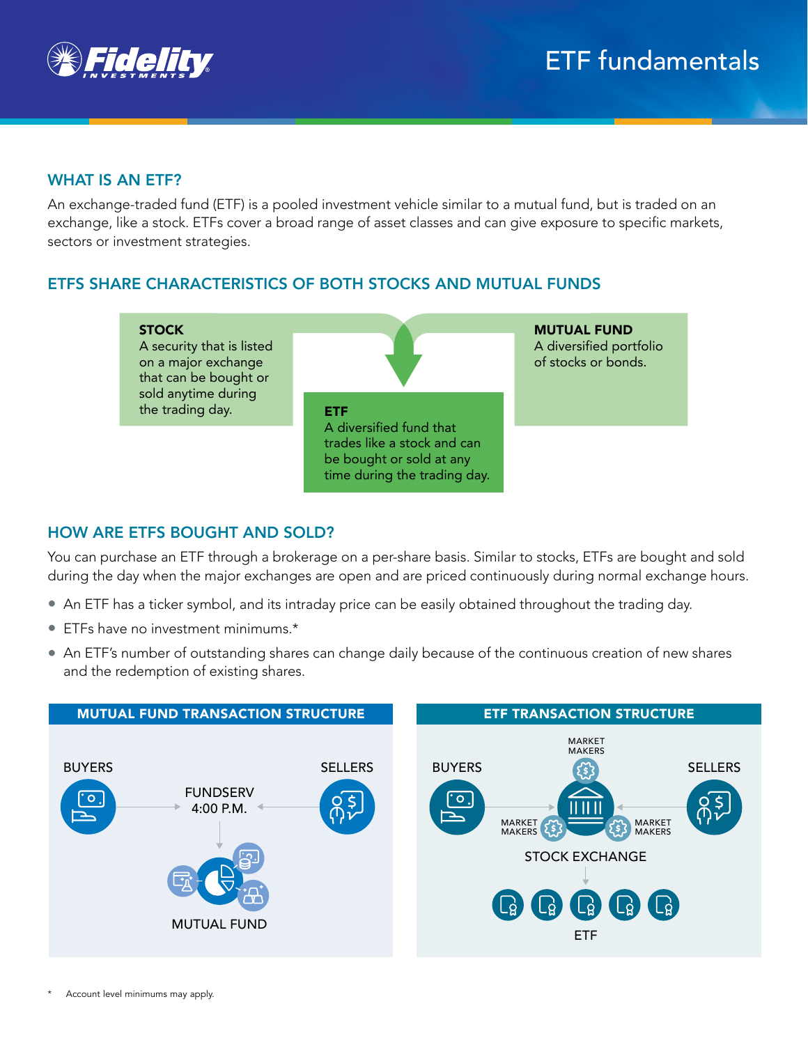# ETF fundamentals

## WHAT IS AN ETF?

An exchange-traded fund (ETF) is a pooled investment vehicle similar to a mutual fund, but is traded on an exchange, like a stock. ETFs cover a broad range of asset classes and can give exposure to specific markets, sectors or investment strategies.

## ETFS SHARE CHARACTERISTICS OF BOTH STOCKS AND MUTUAL FUNDS

**STOCK**
A security that is listed on a major exchange that can be bought or sold anytime during the trading day.

**MUTUAL FUND**
A diversified portfolio of stocks or bonds.

**ETF**
A diversified fund that trades like a stock and can be bought or sold at any time during the trading day.

## HOW ARE ETFS BOUGHT AND SOLD?

You can purchase an ETF through a brokerage on a per-share basis. Similar to stocks, ETFs are bought and sold during the day when the major exchanges are open and are priced continuously during normal exchange hours.

- An ETF has a ticker symbol, and its intraday price can be easily obtained throughout the trading day.
- ETFs have no investment minimums.*
- An ETF's number of outstanding shares can change daily because of the continuous creation of new shares and the redemption of existing shares.

**MUTUAL FUND TRANSACTION STRUCTURE**

BUYERS → FUNDSERV 4:00 P.M. ← SELLERS

MUTUAL FUND

**ETF TRANSACTION STRUCTURE**

BUYERS → STOCK EXCHANGE ← SELLERS

MARKET MAKERS

ETF

\* Account level minimums may apply.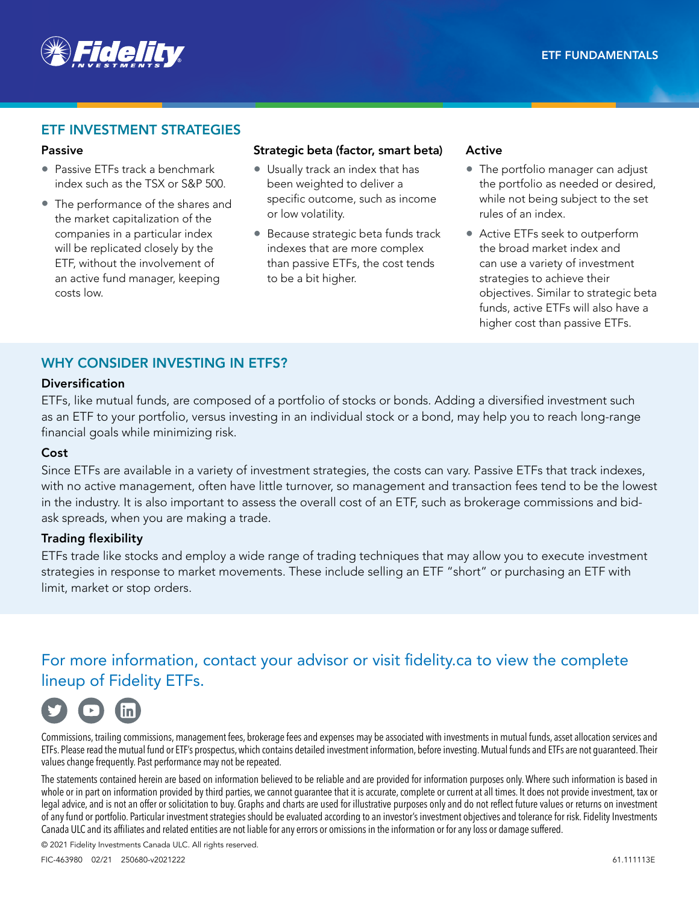## ETF INVESTMENT STRATEGIES

### Passive

- Passive ETFs track a benchmark index such as the TSX or S&P 500.
- The performance of the shares and the market capitalization of the companies in a particular index will be replicated closely by the ETF, without the involvement of an active fund manager, keeping costs low.

### Strategic beta (factor, smart beta)

- Usually track an index that has been weighted to deliver a specific outcome, such as income or low volatility.
- Because strategic beta funds track indexes that are more complex than passive ETFs, the cost tends to be a bit higher.

### Active

- The portfolio manager can adjust the portfolio as needed or desired, while not being subject to the set rules of an index.
- Active ETFs seek to outperform the broad market index and can use a variety of investment strategies to achieve their objectives. Similar to strategic beta funds, active ETFs will also have a higher cost than passive ETFs.

## WHY CONSIDER INVESTING IN ETFS?

### Diversification

ETFs, like mutual funds, are composed of a portfolio of stocks or bonds. Adding a diversified investment such as an ETF to your portfolio, versus investing in an individual stock or a bond, may help you to reach long-range financial goals while minimizing risk.

### Cost

Since ETFs are available in a variety of investment strategies, the costs can vary. Passive ETFs that track indexes, with no active management, often have little turnover, so management and transaction fees tend to be the lowest in the industry. It is also important to assess the overall cost of an ETF, such as brokerage commissions and bid-ask spreads, when you are making a trade.

### Trading flexibility

ETFs trade like stocks and employ a wide range of trading techniques that may allow you to execute investment strategies in response to market movements. These include selling an ETF "short" or purchasing an ETF with limit, market or stop orders.

For more information, contact your advisor or visit fidelity.ca to view the complete lineup of Fidelity ETFs.

Commissions, trailing commissions, management fees, brokerage fees and expenses may be associated with investments in mutual funds, asset allocation services and ETFs. Please read the mutual fund or ETF's prospectus, which contains detailed investment information, before investing. Mutual funds and ETFs are not guaranteed. Their values change frequently. Past performance may not be repeated.

The statements contained herein are based on information believed to be reliable and are provided for information purposes only. Where such information is based in whole or in part on information provided by third parties, we cannot guarantee that it is accurate, complete or current at all times. It does not provide investment, tax or legal advice, and is not an offer or solicitation to buy. Graphs and charts are used for illustrative purposes only and do not reflect future values or returns on investment of any fund or portfolio. Particular investment strategies should be evaluated according to an investor's investment objectives and tolerance for risk. Fidelity Investments Canada ULC and its affiliates and related entities are not liable for any errors or omissions in the information or for any loss or damage suffered.

© 2021 Fidelity Investments Canada ULC. All rights reserved.

FIC-463980 02/21 250680-v2021222 61.111113E